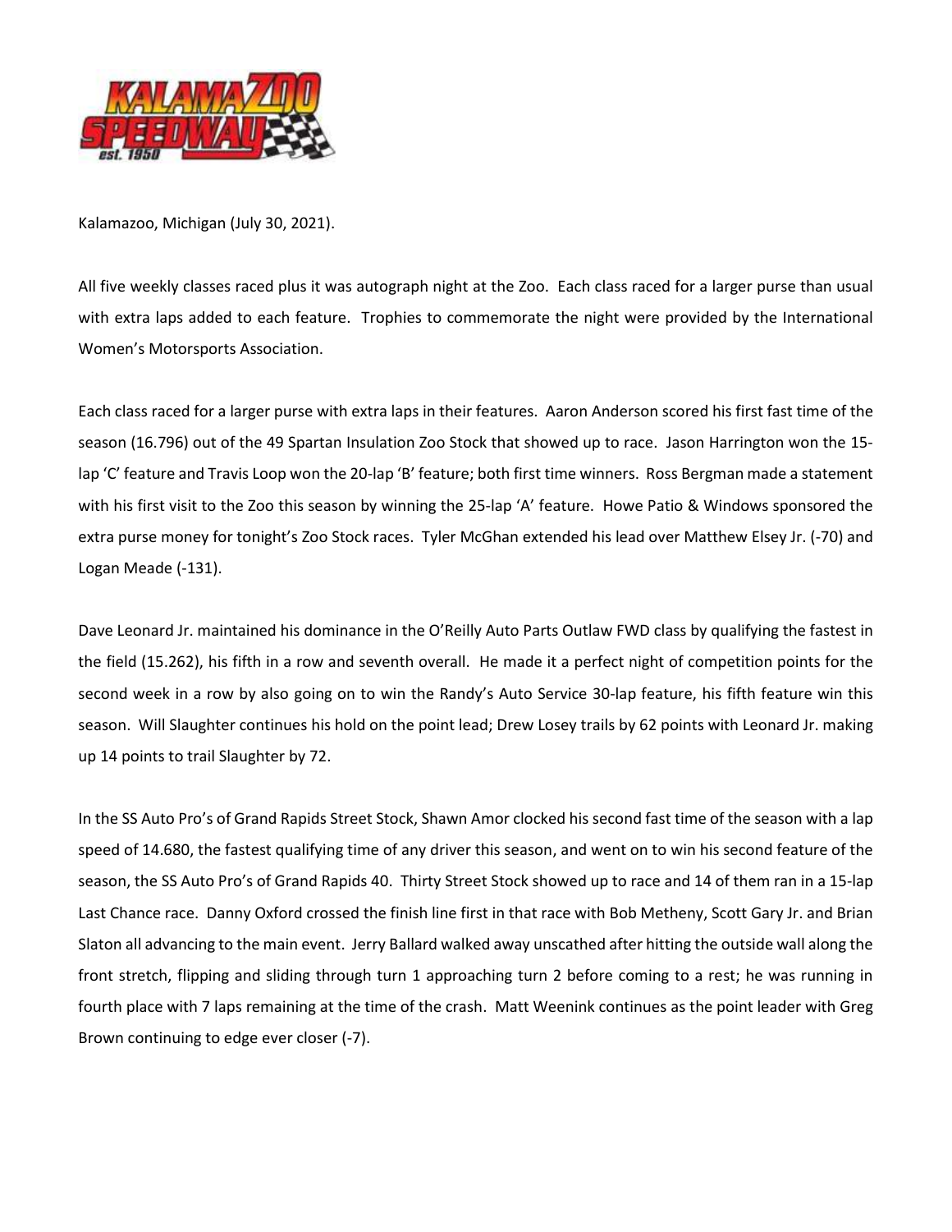Kalamazoo, Michigan (July 30, 2021).

All five weekly classes raced plus it was autograph night at the Zoo. Each class raced for a larger purse than usual with extra laps added to each feature. Trophies to commemorate the night were provided by the International Women's Motorsports Association.

Each class raced for a larger purse with extra laps in their features. Aaron Anderson scored his first fast time of the season (16.796) out of the 49 Spartan Insulation Zoo Stock that showed up to race. Jason Harrington won the 15-lap 'C' feature and Travis Loop won the 20-lap 'B' feature; both first time winners. Ross Bergman made a statement with his first visit to the Zoo this season by winning the 25-lap 'A' feature. Howe Patio & Windows sponsored the extra purse money for tonight's Zoo Stock races. Tyler McGhan extended his lead over Matthew Elsey Jr. (-70) and Logan Meade (-131).

Dave Leonard Jr. maintained his dominance in the O'Reilly Auto Parts Outlaw FWD class by qualifying the fastest in the field (15.262), his fifth in a row and seventh overall. He made it a perfect night of competition points for the second week in a row by also going on to win the Randy's Auto Service 30-lap feature, his fifth feature win this season. Will Slaughter continues his hold on the point lead; Drew Losey trails by 62 points with Leonard Jr. making up 14 points to trail Slaughter by 72.

In the SS Auto Pro's of Grand Rapids Street Stock, Shawn Amor clocked his second fast time of the season with a lap speed of 14.680, the fastest qualifying time of any driver this season, and went on to win his second feature of the season, the SS Auto Pro's of Grand Rapids 40. Thirty Street Stock showed up to race and 14 of them ran in a 15-lap Last Chance race. Danny Oxford crossed the finish line first in that race with Bob Metheny, Scott Gary Jr. and Brian Slaton all advancing to the main event. Jerry Ballard walked away unscathed after hitting the outside wall along the front stretch, flipping and sliding through turn 1 approaching turn 2 before coming to a rest; he was running in fourth place with 7 laps remaining at the time of the crash. Matt Weenink continues as the point leader with Greg Brown continuing to edge ever closer (-7).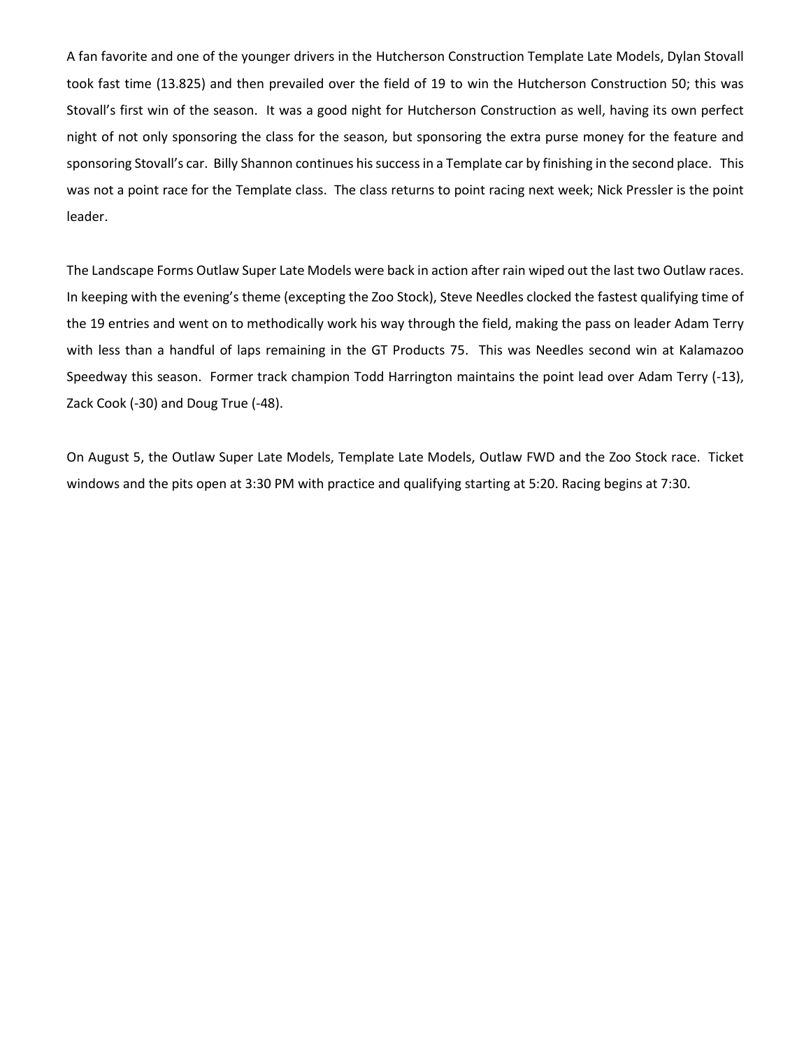A fan favorite and one of the younger drivers in the Hutcherson Construction Template Late Models, Dylan Stovall took fast time (13.825) and then prevailed over the field of 19 to win the Hutcherson Construction 50; this was Stovall's first win of the season. It was a good night for Hutcherson Construction as well, having its own perfect night of not only sponsoring the class for the season, but sponsoring the extra purse money for the feature and sponsoring Stovall's car. Billy Shannon continues his success in a Template car by finishing in the second place. This was not a point race for the Template class. The class returns to point racing next week; Nick Pressler is the point leader.

The Landscape Forms Outlaw Super Late Models were back in action after rain wiped out the last two Outlaw races. In keeping with the evening's theme (excepting the Zoo Stock), Steve Needles clocked the fastest qualifying time of the 19 entries and went on to methodically work his way through the field, making the pass on leader Adam Terry with less than a handful of laps remaining in the GT Products 75. This was Needles second win at Kalamazoo Speedway this season. Former track champion Todd Harrington maintains the point lead over Adam Terry (-13), Zack Cook (-30) and Doug True (-48).

On August 5, the Outlaw Super Late Models, Template Late Models, Outlaw FWD and the Zoo Stock race. Ticket windows and the pits open at 3:30 PM with practice and qualifying starting at 5:20. Racing begins at 7:30.